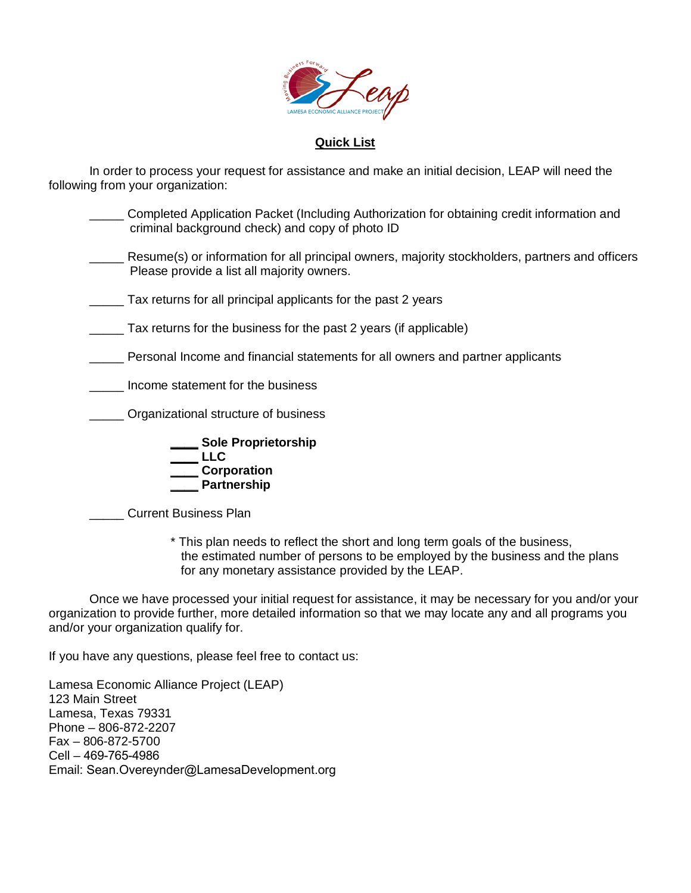**Quick List**

In order to process your request for assistance and make an initial decision, LEAP will need the following from your organization:

_____ Completed Application Packet (Including Authorization for obtaining credit information and criminal background check) and copy of photo ID

_____ Resume(s) or information for all principal owners, majority stockholders, partners and officers Please provide a list all majority owners.

_____ Tax returns for all principal applicants for the past 2 years

_____ Tax returns for the business for the past 2 years (if applicable)

_____ Personal Income and financial statements for all owners and partner applicants

_____ Income statement for the business

_____ Organizational structure of business

- ____ **Sole Proprietorship**
- ____ **LLC**
- ____ **Corporation**
- ____ **Partnership**

_____ Current Business Plan

* This plan needs to reflect the short and long term goals of the business, the estimated number of persons to be employed by the business and the plans for any monetary assistance provided by the LEAP.

Once we have processed your initial request for assistance, it may be necessary for you and/or your organization to provide further, more detailed information so that we may locate any and all programs you and/or your organization qualify for.

If you have any questions, please feel free to contact us:

Lamesa Economic Alliance Project (LEAP)
123 Main Street
Lamesa, Texas 79331
Phone – 806-872-2207
Fax – 806-872-5700
Cell – 469-765-4986
Email: Sean.Overeynder@LamesaDevelopment.org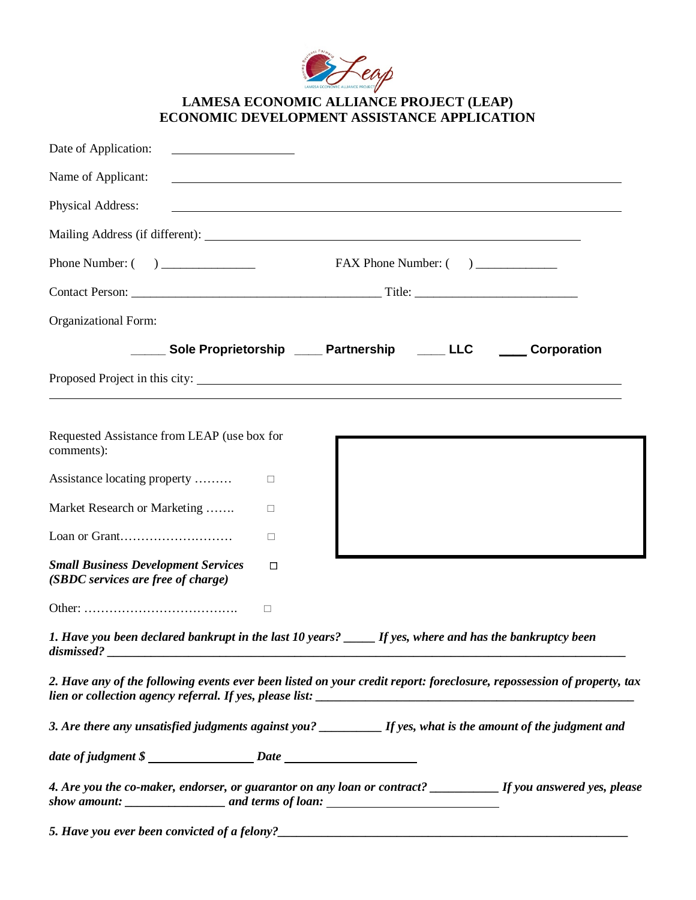# LAMESA ECONOMIC ALLIANCE PROJECT (LEAP)
# ECONOMIC DEVELOPMENT ASSISTANCE APPLICATION

Date of Application: ____________________

Name of Applicant: ____________________

Physical Address: ____________________

Mailing Address (if different): ____________________

Phone Number: (    ) _______________    FAX Phone Number: (    ) _____________

Contact Person: ________________________________________ Title: _________________________

Organizational Form:

_____ **Sole Proprietorship** ____ **Partnership** ____ **LLC** ____ **Corporation**

Proposed Project in this city: ____________________

____________________

Requested Assistance from LEAP (use box for comments):

- Assistance locating property ……… ☐
- Market Research or Marketing ……. ☐
- Loan or Grant……………………… ☐
- ***Small Business Development Services (SBDC services are free of charge)*** ☐
- Other: ………………………………. ☐

***1. Have you been declared bankrupt in the last 10 years? _____ If yes, where and has the bankruptcy been dismissed? ____________________***

***2. Have any of the following events ever been listed on your credit report: foreclosure, repossession of property, tax lien or collection agency referral. If yes, please list: ____________________***

***3. Are there any unsatisfied judgments against you? __________ If yes, what is the amount of the judgment and***

***date of judgment $ ________________ Date ____________________***

***4. Are you the co-maker, endorser, or guarantor on any loan or contract? __________ If you answered yes, please show amount: _______________ and terms of loan: ____________________***

***5. Have you ever been convicted of a felony?____________________***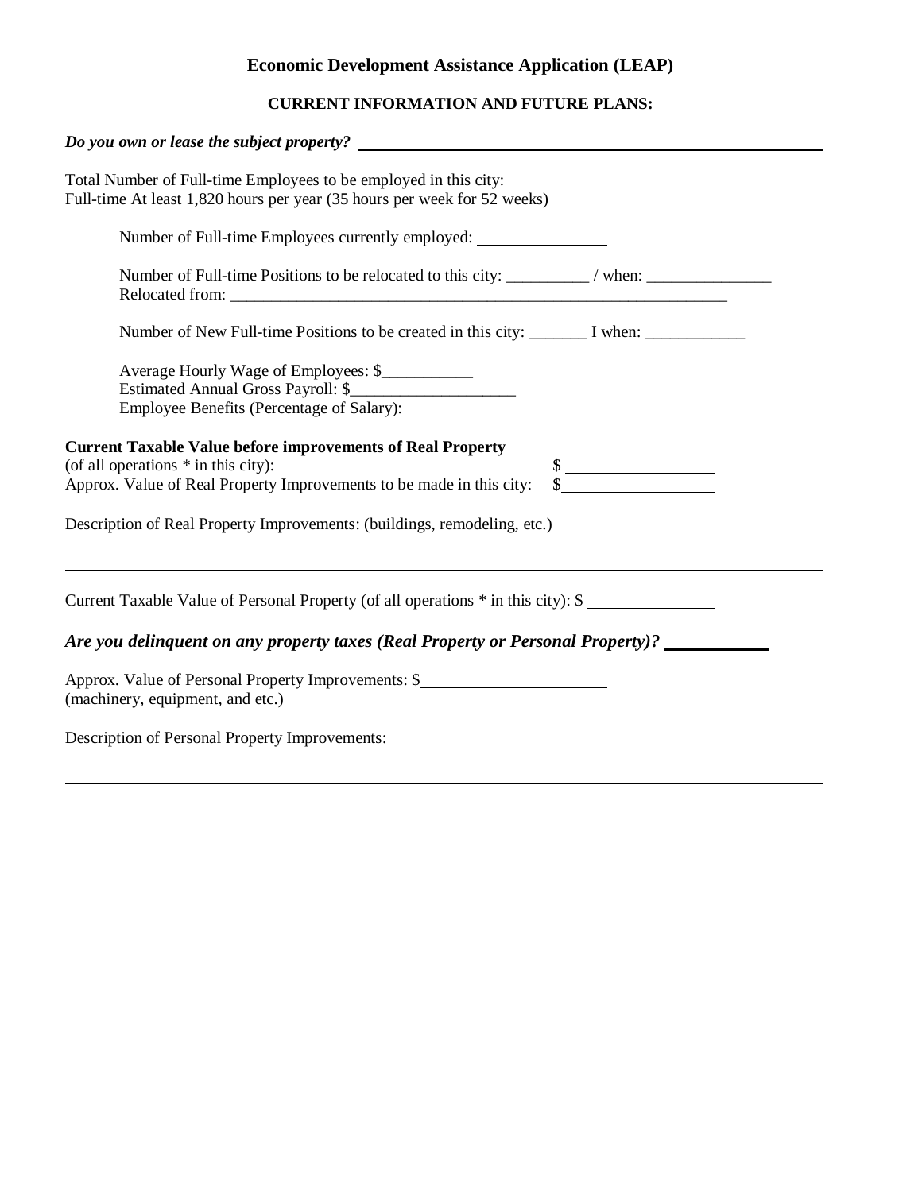# Economic Development Assistance Application (LEAP)

## CURRENT INFORMATION AND FUTURE PLANS:

***Do you own or lease the subject property?*** ____________________________________________

Total Number of Full-time Employees to be employed in this city: __________________
Full-time At least 1,820 hours per year (35 hours per week for 52 weeks)

Number of Full-time Employees currently employed: ________________

Number of Full-time Positions to be relocated to this city: __________ / when: _______________
Relocated from: _______________________________________________________________

Number of New Full-time Positions to be created in this city: _______ I when: ____________

Average Hourly Wage of Employees: $___________
Estimated Annual Gross Payroll: $____________________
Employee Benefits (Percentage of Salary): ___________

**Current Taxable Value before improvements of Real Property**
(of all operations * in this city): $ __________________
Approx. Value of Real Property Improvements to be made in this city: $__________________

Description of Real Property Improvements: (buildings, remodeling, etc.) ________________________________
____________________________________________________________________________________
____________________________________________________________________________________

Current Taxable Value of Personal Property (of all operations * in this city): $ _______________

***Are you delinquent on any property taxes (Real Property or Personal Property)?*** ____________

Approx. Value of Personal Property Improvements: $______________________
(machinery, equipment, and etc.)

Description of Personal Property Improvements: ____________________________________________
____________________________________________________________________________________
____________________________________________________________________________________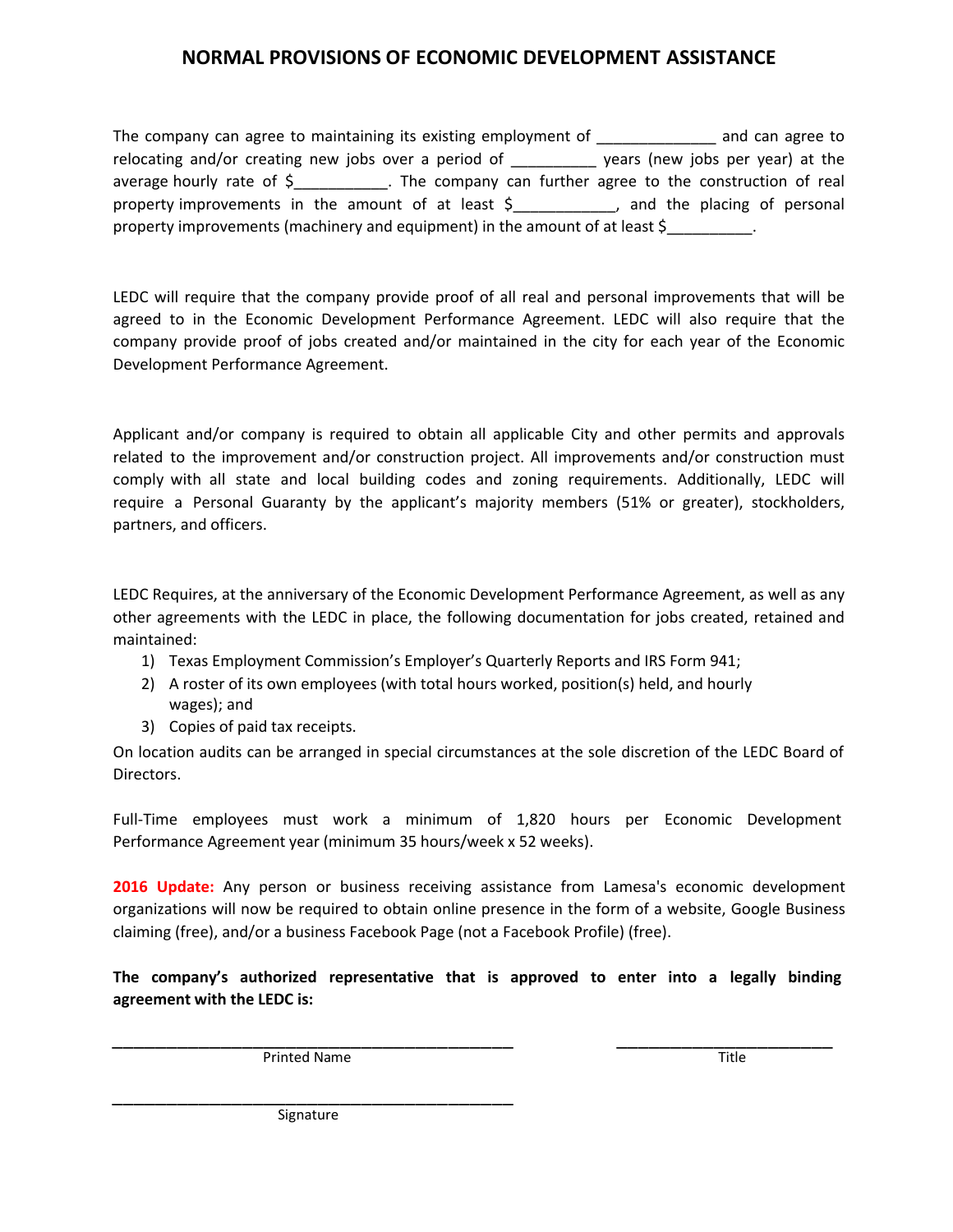# NORMAL PROVISIONS OF ECONOMIC DEVELOPMENT ASSISTANCE

The company can agree to maintaining its existing employment of _____________ and can agree to relocating and/or creating new jobs over a period of __________ years (new jobs per year) at the average hourly rate of $___________. The company can further agree to the construction of real property improvements in the amount of at least $____________, and the placing of personal property improvements (machinery and equipment) in the amount of at least $__________.

LEDC will require that the company provide proof of all real and personal improvements that will be agreed to in the Economic Development Performance Agreement. LEDC will also require that the company provide proof of jobs created and/or maintained in the city for each year of the Economic Development Performance Agreement.

Applicant and/or company is required to obtain all applicable City and other permits and approvals related to the improvement and/or construction project. All improvements and/or construction must comply with all state and local building codes and zoning requirements. Additionally, LEDC will require a Personal Guaranty by the applicant's majority members (51% or greater), stockholders, partners, and officers.

LEDC Requires, at the anniversary of the Economic Development Performance Agreement, as well as any other agreements with the LEDC in place, the following documentation for jobs created, retained and maintained:

1) Texas Employment Commission's Employer's Quarterly Reports and IRS Form 941;
2) A roster of its own employees (with total hours worked, position(s) held, and hourly wages); and
3) Copies of paid tax receipts.

On location audits can be arranged in special circumstances at the sole discretion of the LEDC Board of Directors.

Full-Time employees must work a minimum of 1,820 hours per Economic Development Performance Agreement year (minimum 35 hours/week x 52 weeks).

**2016 Update:** Any person or business receiving assistance from Lamesa's economic development organizations will now be required to obtain online presence in the form of a website, Google Business claiming (free), and/or a business Facebook Page (not a Facebook Profile) (free).

**The company's authorized representative that is approved to enter into a legally binding agreement with the LEDC is:**

_______________________________________________ Printed Name

_________________________ Title

_______________________________________________ Signature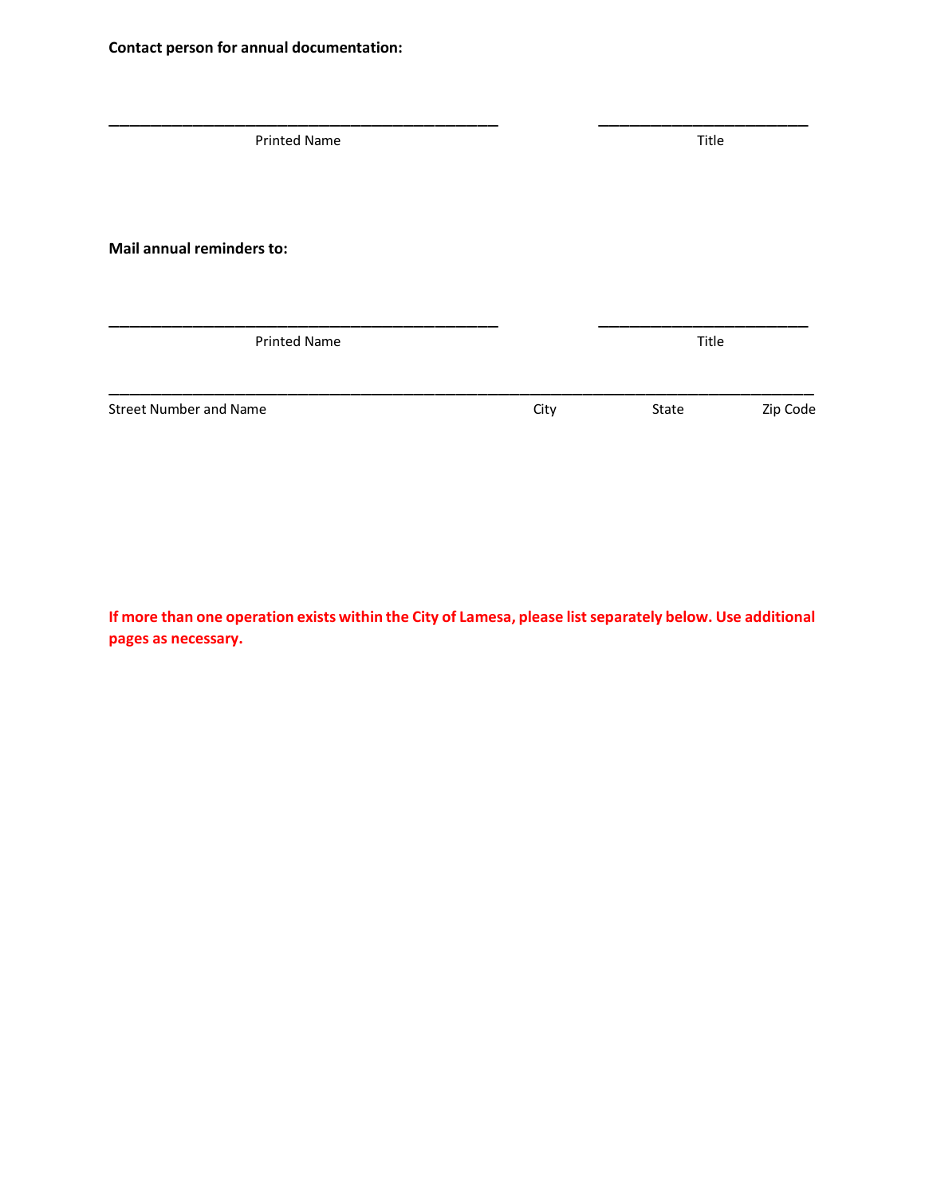**Contact person for annual documentation:**

\_\_\_\_\_\_\_\_\_\_\_\_\_\_\_\_\_\_\_\_\_\_\_\_\_\_\_\_\_\_\_\_\_\_\_\_\_\_\_\_ \_\_\_\_\_\_\_\_\_\_\_\_\_\_\_\_\_\_\_\_\_\_\_\_

Printed Name Title

**Mail annual reminders to:**

\_\_\_\_\_\_\_\_\_\_\_\_\_\_\_\_\_\_\_\_\_\_\_\_\_\_\_\_\_\_\_\_\_\_\_\_\_\_\_\_ \_\_\_\_\_\_\_\_\_\_\_\_\_\_\_\_\_\_\_\_\_\_\_\_

Printed Name Title

\_\_\_\_\_\_\_\_\_\_\_\_\_\_\_\_\_\_\_\_\_\_\_\_\_\_\_\_\_\_\_\_\_\_\_\_\_\_\_\_\_\_\_\_\_\_\_\_\_\_\_\_\_\_\_\_\_\_\_\_\_\_\_\_\_\_\_\_\_\_\_\_\_\_

Street Number and Name City State Zip Code

**If more than one operation exists within the City of Lamesa, please list separately below. Use additional pages as necessary.**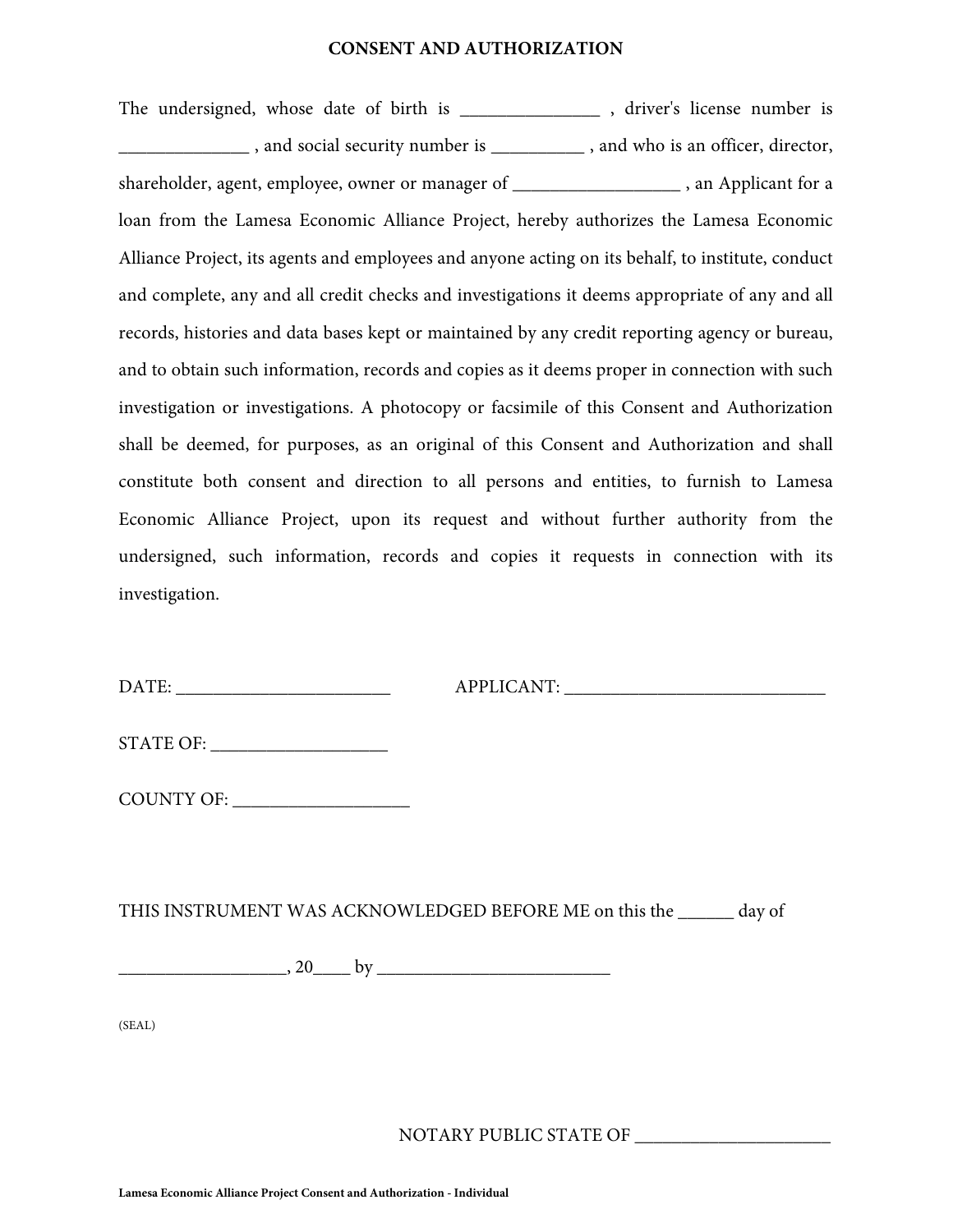**CONSENT AND AUTHORIZATION**

The undersigned, whose date of birth is _______________ , driver's license number is ______________ , and social security number is __________ , and who is an officer, director, shareholder, agent, employee, owner or manager of __________________ , an Applicant for a loan from the Lamesa Economic Alliance Project, hereby authorizes the Lamesa Economic Alliance Project, its agents and employees and anyone acting on its behalf, to institute, conduct and complete, any and all credit checks and investigations it deems appropriate of any and all records, histories and data bases kept or maintained by any credit reporting agency or bureau, and to obtain such information, records and copies as it deems proper in connection with such investigation or investigations. A photocopy or facsimile of this Consent and Authorization shall be deemed, for purposes, as an original of this Consent and Authorization and shall constitute both consent and direction to all persons and entities, to furnish to Lamesa Economic Alliance Project, upon its request and without further authority from the undersigned, such information, records and copies it requests in connection with its investigation.

DATE: _______________________ APPLICANT: ____________________________

STATE OF: ___________________

COUNTY OF: ___________________

THIS INSTRUMENT WAS ACKNOWLEDGED BEFORE ME on this the ______ day of __________________, 20____ by _________________________

(SEAL)

NOTARY PUBLIC STATE OF _____________________

Lamesa Economic Alliance Project Consent and Authorization - Individual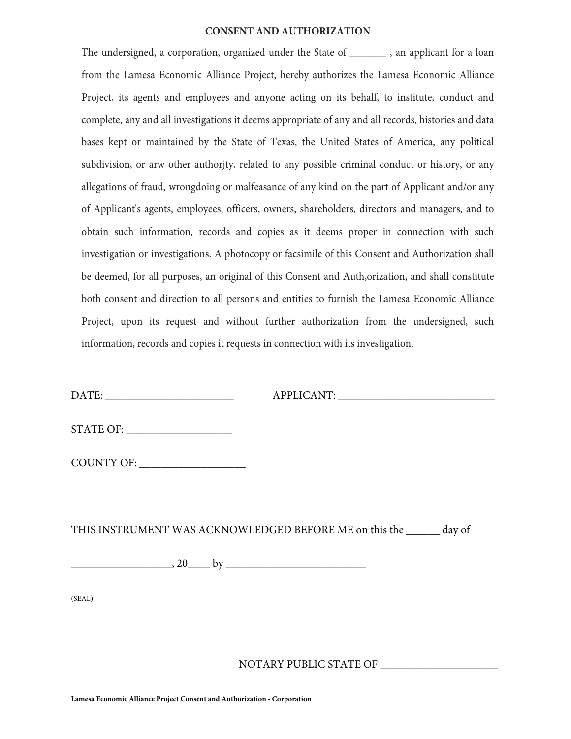## CONSENT AND AUTHORIZATION

The undersigned, a corporation, organized under the State of _______ , an applicant for a loan from the Lamesa Economic Alliance Project, hereby authorizes the Lamesa Economic Alliance Project, its agents and employees and anyone acting on its behalf, to institute, conduct and complete, any and all investigations it deems appropriate of any and all records, histories and data bases kept or maintained by the State of Texas, the United States of America, any political subdivision, or arw other authorjty, related to any possible criminal conduct or history, or any allegations of fraud, wrongdoing or malfeasance of any kind on the part of Applicant and/or any of Applicant's agents, employees, officers, owners, shareholders, directors and managers, and to obtain such information, records and copies as it deems proper in connection with such investigation or investigations. A photocopy or facsimile of this Consent and Authorization shall be deemed, for all purposes, an original of this Consent and Auth,orization, and shall constitute both consent and direction to all persons and entities to furnish the Lamesa Economic Alliance Project, upon its request and without further authorization from the undersigned, such information, records and copies it requests in connection with its investigation.

DATE: ________________________ APPLICANT: _____________________________

STATE OF: ___________________

COUNTY OF: ___________________

THIS INSTRUMENT WAS ACKNOWLEDGED BEFORE ME on this the ______ day of

__________________, 20____ by _________________________

(SEAL)

NOTARY PUBLIC STATE OF _____________________

Lamesa Economic Alliance Project Consent and Authorization - Corporation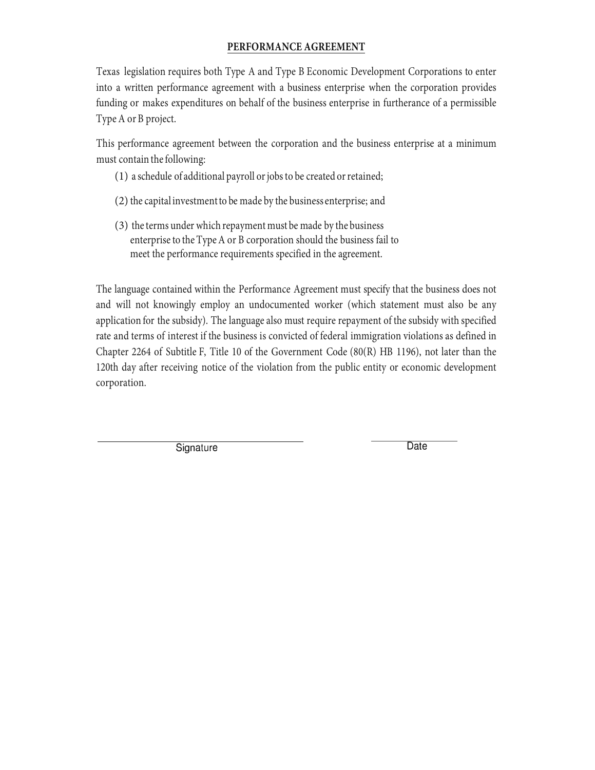**PERFORMANCE AGREEMENT**

Texas legislation requires both Type A and Type B Economic Development Corporations to enter into a written performance agreement with a business enterprise when the corporation provides funding or makes expenditures on behalf of the business enterprise in furtherance of a permissible Type A or B project.

This performance agreement between the corporation and the business enterprise at a minimum must contain the following:

(1) a schedule of additional payroll or jobs to be created or retained;

(2) the capital investment to be made by the business enterprise; and

(3) the terms under which repayment must be made by the business enterprise to the Type A or B corporation should the business fail to meet the performance requirements specified in the agreement.

The language contained within the Performance Agreement must specify that the business does not and will not knowingly employ an undocumented worker (which statement must also be any application for the subsidy). The language also must require repayment of the subsidy with specified rate and terms of interest if the business is convicted of federal immigration violations as defined in Chapter 2264 of Subtitle F, Title 10 of the Government Code (80(R) HB 1196), not later than the 120th day after receiving notice of the violation from the public entity or economic development corporation.

______________________________ ______________

Signature Date